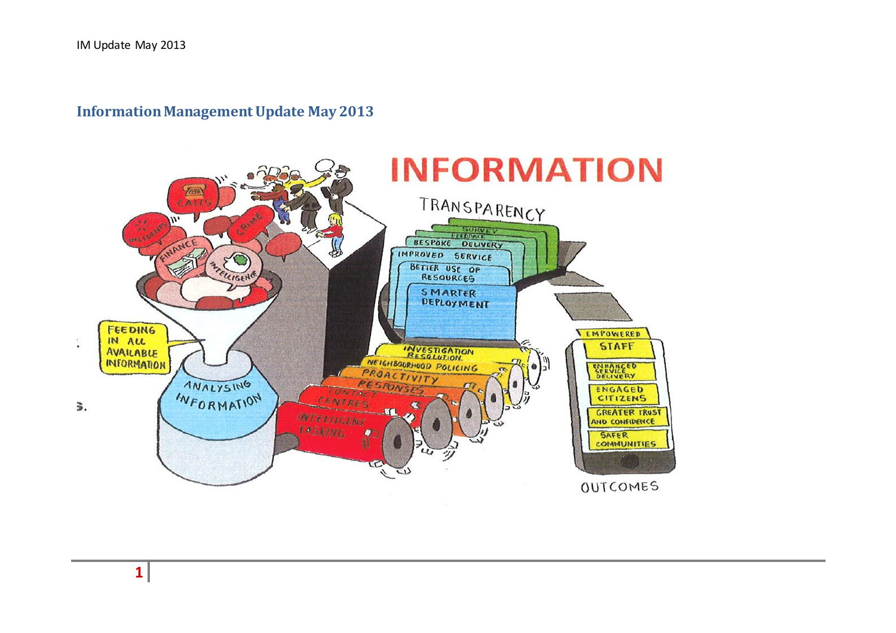# Information Management Update May 2013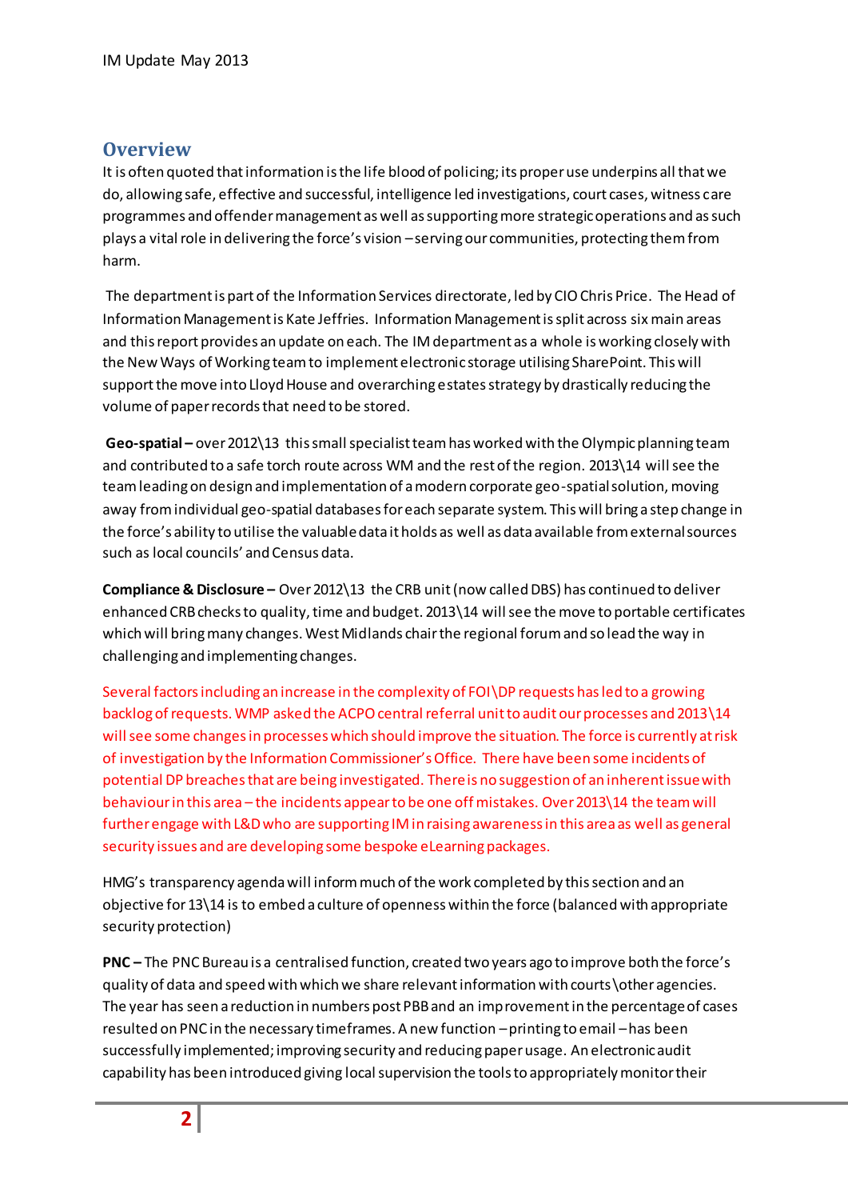## Overview

It is often quoted that information is the life blood of policing; its proper use underpins all that we do, allowing safe, effective and successful, intelligence led investigations, court cases, witness care programmes and offender management as well as supporting more strategic operations and as such plays a vital role in delivering the force's vision – serving our communities, protecting them from harm.

The department is part of the Information Services directorate, led by CIO Chris Price. The Head of Information Management is Kate Jeffries. Information Management is split across six main areas and this report provides an update on each. The IM department as a whole is working closely with the New Ways of Working team to implement electronic storage utilising SharePoint. This will support the move into Lloyd House and overarching estates strategy by drastically reducing the volume of paper records that need to be stored.

**Geo-spatial –** over 2012\13 this small specialist team has worked with the Olympic planning team and contributed to a safe torch route across WM and the rest of the region. 2013\14 will see the team leading on design and implementation of a modern corporate geo-spatial solution, moving away from individual geo-spatial databases for each separate system. This will bring a step change in the force's ability to utilise the valuable data it holds as well as data available from external sources such as local councils' and Census data.

**Compliance & Disclosure –** Over 2012\13 the CRB unit (now called DBS) has continued to deliver enhanced CRB checks to quality, time and budget. 2013\14 will see the move to portable certificates which will bring many changes. West Midlands chair the regional forum and so lead the way in challenging and implementing changes.

Several factors including an increase in the complexity of FOI\DP requests has led to a growing backlog of requests. WMP asked the ACPO central referral unit to audit our processes and 2013\14 will see some changes in processes which should improve the situation. The force is currently at risk of investigation by the Information Commissioner's Office. There have been some incidents of potential DP breaches that are being investigated. There is no suggestion of an inherent issue with behaviour in this area – the incidents appear to be one off mistakes. Over 2013\14 the team will further engage with L&D who are supporting IM in raising awareness in this area as well as general security issues and are developing some bespoke eLearning packages.

HMG's transparency agenda will inform much of the work completed by this section and an objective for 13\14 is to embed a culture of openness within the force (balanced with appropriate security protection)

**PNC –** The PNC Bureau is a centralised function, created two years ago to improve both the force's quality of data and speed with which we share relevant information with courts\other agencies. The year has seen a reduction in numbers post PBB and an improvement in the percentage of cases resulted on PNC in the necessary timeframes. A new function – printing to email – has been successfully implemented; improving security and reducing paper usage. An electronic audit capability has been introduced giving local supervision the tools to appropriately monitor their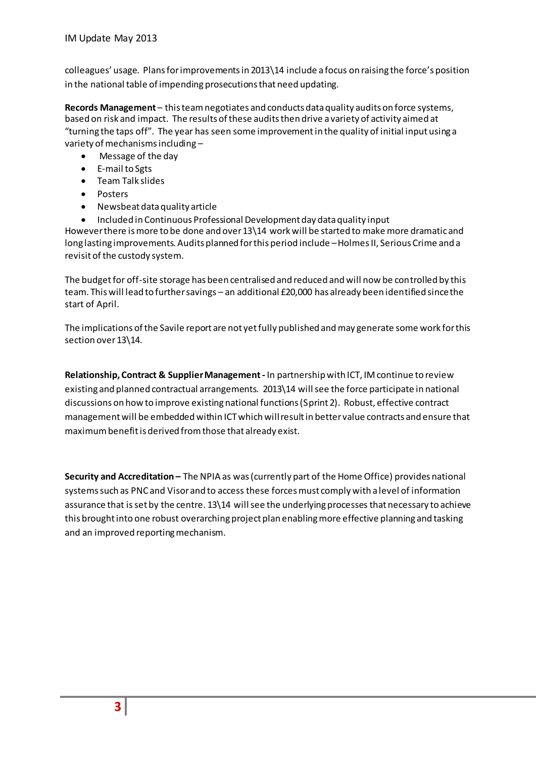colleagues' usage. Plans for improvements in 2013\14 include a focus on raising the force's position in the national table of impending prosecutions that need updating.

**Records Management** – this team negotiates and conducts data quality audits on force systems, based on risk and impact. The results of these audits then drive a variety of activity aimed at "turning the taps off". The year has seen some improvement in the quality of initial input using a variety of mechanisms including –

- Message of the day
- E-mail to Sgts
- Team Talk slides
- Posters
- Newsbeat data quality article
- Included in Continuous Professional Development day data quality input

However there is more to be done and over 13\14 work will be started to make more dramatic and long lasting improvements. Audits planned for this period include – Holmes II, Serious Crime and a revisit of the custody system.

The budget for off-site storage has been centralised and reduced and will now be controlled by this team. This will lead to further savings – an additional £20,000 has already been identified since the start of April.

The implications of the Savile report are not yet fully published and may generate some work for this section over 13\14.

**Relationship, Contract & Supplier Management -** In partnership with ICT, IM continue to review existing and planned contractual arrangements. 2013\14 will see the force participate in national discussions on how to improve existing national functions (Sprint 2). Robust, effective contract management will be embedded within ICT which will result in better value contracts and ensure that maximum benefit is derived from those that already exist.

**Security and Accreditation –** The NPIA as was (currently part of the Home Office) provides national systems such as PNC and Visor and to access these forces must comply with a level of information assurance that is set by the centre. 13\14 will see the underlying processes that necessary to achieve this brought into one robust overarching project plan enabling more effective planning and tasking and an improved reporting mechanism.